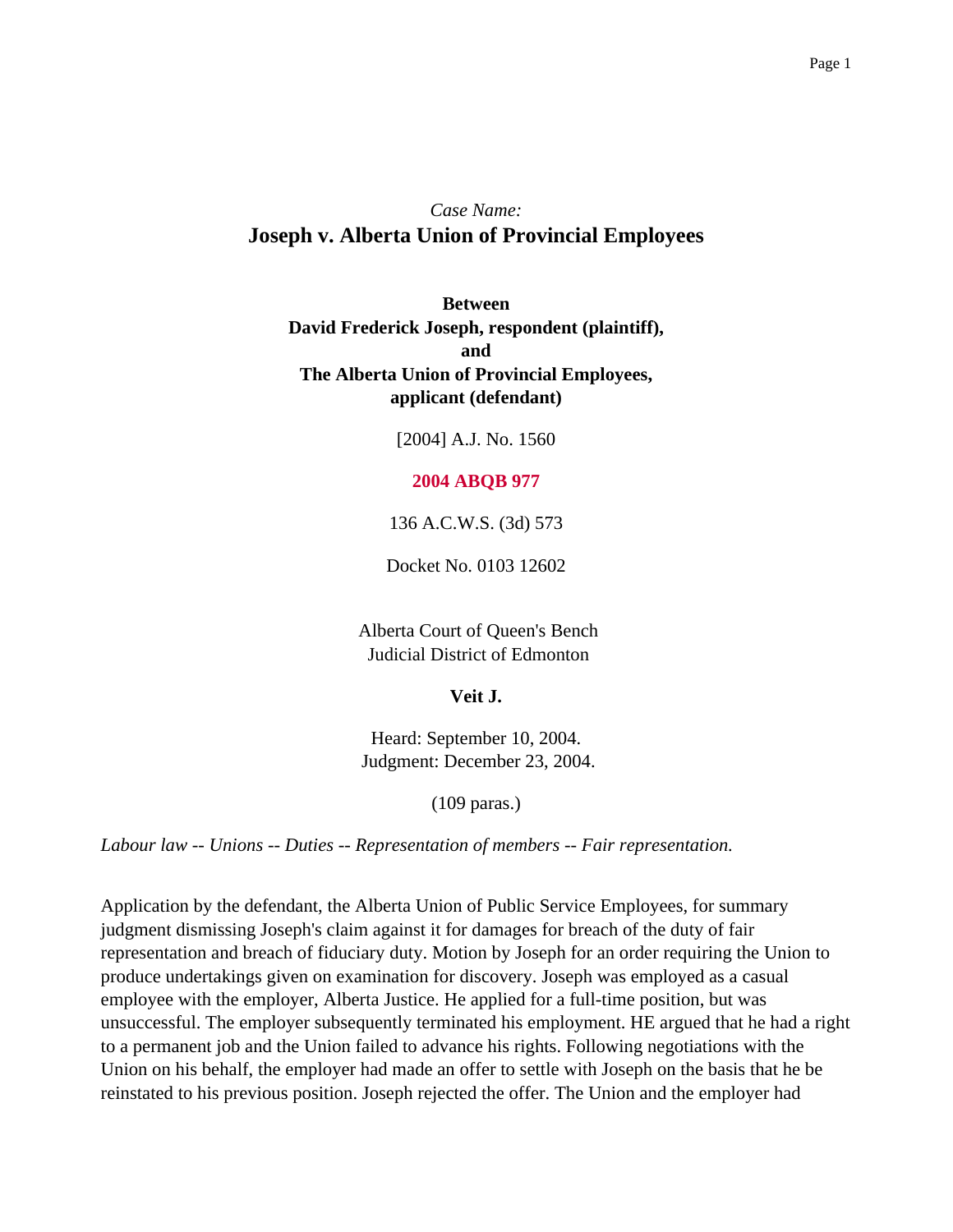*Case Name:*

# Joseph v. Alberta Union of Provincial Employees

**Between**
**David Frederick Joseph, respondent (plaintiff),**
**and**
**The Alberta Union of Provincial Employees,**
**applicant (defendant)**

[2004] A.J. No. 1560

**2004 ABQB 977**

136 A.C.W.S. (3d) 573

Docket No. 0103 12602

Alberta Court of Queen's Bench
Judicial District of Edmonton

**Veit J.**

Heard: September 10, 2004.
Judgment: December 23, 2004.

(109 paras.)

*Labour law -- Unions -- Duties -- Representation of members -- Fair representation.*

Application by the defendant, the Alberta Union of Public Service Employees, for summary judgment dismissing Joseph's claim against it for damages for breach of the duty of fair representation and breach of fiduciary duty. Motion by Joseph for an order requiring the Union to produce undertakings given on examination for discovery. Joseph was employed as a casual employee with the employer, Alberta Justice. He applied for a full-time position, but was unsuccessful. The employer subsequently terminated his employment. HE argued that he had a right to a permanent job and the Union failed to advance his rights. Following negotiations with the Union on his behalf, the employer had made an offer to settle with Joseph on the basis that he be reinstated to his previous position. Joseph rejected the offer. The Union and the employer had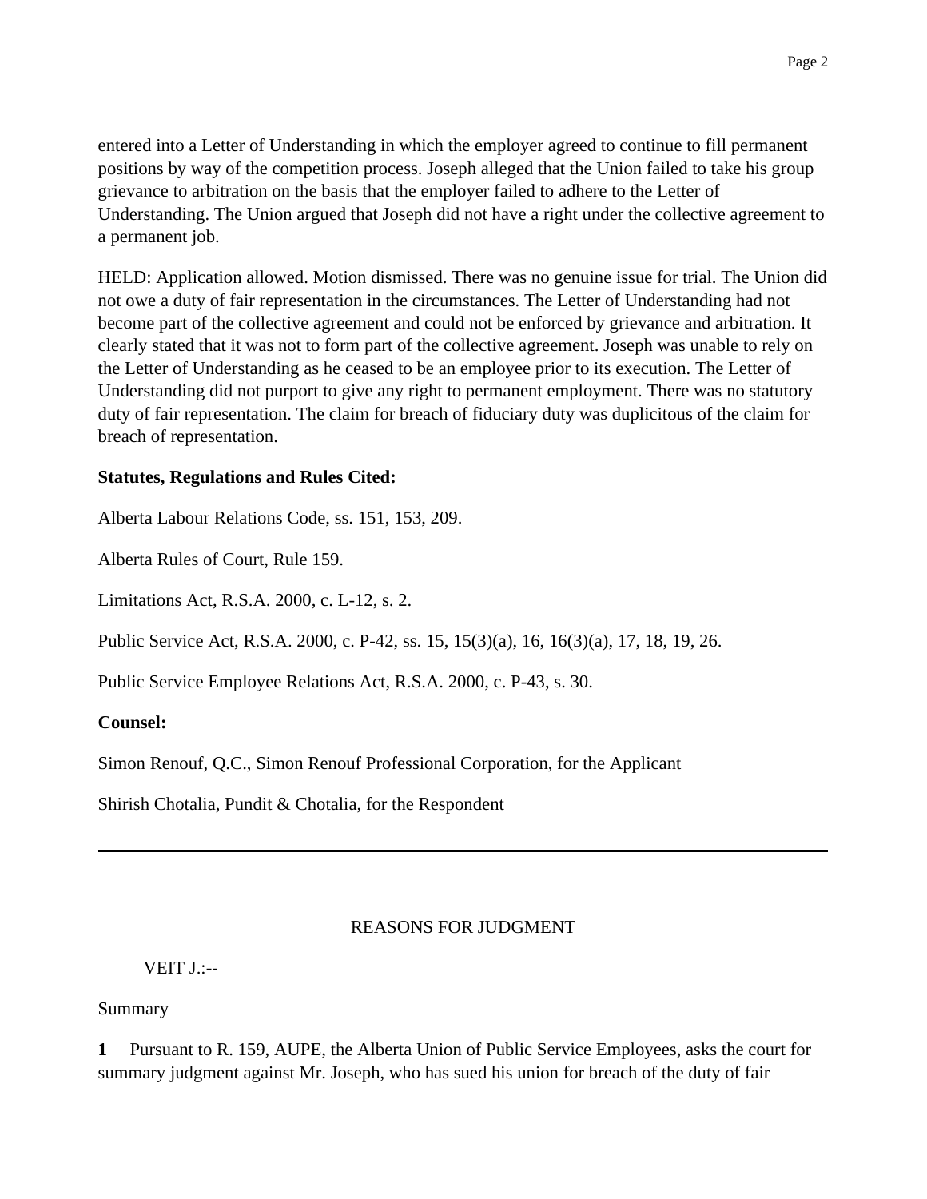entered into a Letter of Understanding in which the employer agreed to continue to fill permanent positions by way of the competition process. Joseph alleged that the Union failed to take his group grievance to arbitration on the basis that the employer failed to adhere to the Letter of Understanding. The Union argued that Joseph did not have a right under the collective agreement to a permanent job.

HELD: Application allowed. Motion dismissed. There was no genuine issue for trial. The Union did not owe a duty of fair representation in the circumstances. The Letter of Understanding had not become part of the collective agreement and could not be enforced by grievance and arbitration. It clearly stated that it was not to form part of the collective agreement. Joseph was unable to rely on the Letter of Understanding as he ceased to be an employee prior to its execution. The Letter of Understanding did not purport to give any right to permanent employment. There was no statutory duty of fair representation. The claim for breach of fiduciary duty was duplicitous of the claim for breach of representation.

**Statutes, Regulations and Rules Cited:**

Alberta Labour Relations Code, ss. 151, 153, 209.

Alberta Rules of Court, Rule 159.

Limitations Act, R.S.A. 2000, c. L-12, s. 2.

Public Service Act, R.S.A. 2000, c. P-42, ss. 15, 15(3)(a), 16, 16(3)(a), 17, 18, 19, 26.

Public Service Employee Relations Act, R.S.A. 2000, c. P-43, s. 30.

**Counsel:**

Simon Renouf, Q.C., Simon Renouf Professional Corporation, for the Applicant

Shirish Chotalia, Pundit & Chotalia, for the Respondent

---

REASONS FOR JUDGMENT

VEIT J.:--

Summary

**1** Pursuant to R. 159, AUPE, the Alberta Union of Public Service Employees, asks the court for summary judgment against Mr. Joseph, who has sued his union for breach of the duty of fair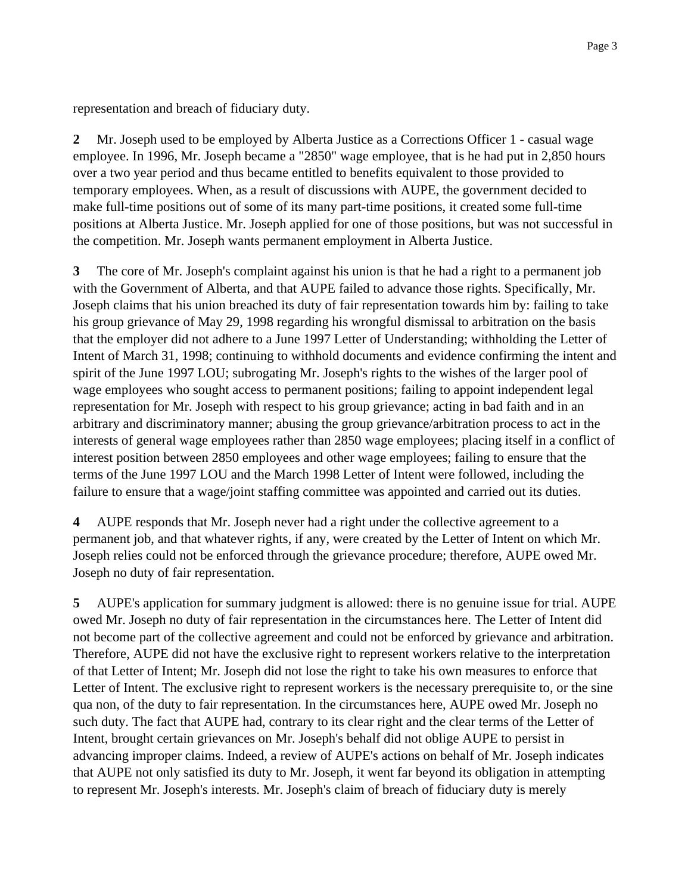representation and breach of fiduciary duty.

**2** Mr. Joseph used to be employed by Alberta Justice as a Corrections Officer 1 - casual wage employee. In 1996, Mr. Joseph became a "2850" wage employee, that is he had put in 2,850 hours over a two year period and thus became entitled to benefits equivalent to those provided to temporary employees. When, as a result of discussions with AUPE, the government decided to make full-time positions out of some of its many part-time positions, it created some full-time positions at Alberta Justice. Mr. Joseph applied for one of those positions, but was not successful in the competition. Mr. Joseph wants permanent employment in Alberta Justice.

**3** The core of Mr. Joseph's complaint against his union is that he had a right to a permanent job with the Government of Alberta, and that AUPE failed to advance those rights. Specifically, Mr. Joseph claims that his union breached its duty of fair representation towards him by: failing to take his group grievance of May 29, 1998 regarding his wrongful dismissal to arbitration on the basis that the employer did not adhere to a June 1997 Letter of Understanding; withholding the Letter of Intent of March 31, 1998; continuing to withhold documents and evidence confirming the intent and spirit of the June 1997 LOU; subrogating Mr. Joseph's rights to the wishes of the larger pool of wage employees who sought access to permanent positions; failing to appoint independent legal representation for Mr. Joseph with respect to his group grievance; acting in bad faith and in an arbitrary and discriminatory manner; abusing the group grievance/arbitration process to act in the interests of general wage employees rather than 2850 wage employees; placing itself in a conflict of interest position between 2850 employees and other wage employees; failing to ensure that the terms of the June 1997 LOU and the March 1998 Letter of Intent were followed, including the failure to ensure that a wage/joint staffing committee was appointed and carried out its duties.

**4** AUPE responds that Mr. Joseph never had a right under the collective agreement to a permanent job, and that whatever rights, if any, were created by the Letter of Intent on which Mr. Joseph relies could not be enforced through the grievance procedure; therefore, AUPE owed Mr. Joseph no duty of fair representation.

**5** AUPE's application for summary judgment is allowed: there is no genuine issue for trial. AUPE owed Mr. Joseph no duty of fair representation in the circumstances here. The Letter of Intent did not become part of the collective agreement and could not be enforced by grievance and arbitration. Therefore, AUPE did not have the exclusive right to represent workers relative to the interpretation of that Letter of Intent; Mr. Joseph did not lose the right to take his own measures to enforce that Letter of Intent. The exclusive right to represent workers is the necessary prerequisite to, or the sine qua non, of the duty to fair representation. In the circumstances here, AUPE owed Mr. Joseph no such duty. The fact that AUPE had, contrary to its clear right and the clear terms of the Letter of Intent, brought certain grievances on Mr. Joseph's behalf did not oblige AUPE to persist in advancing improper claims. Indeed, a review of AUPE's actions on behalf of Mr. Joseph indicates that AUPE not only satisfied its duty to Mr. Joseph, it went far beyond its obligation in attempting to represent Mr. Joseph's interests. Mr. Joseph's claim of breach of fiduciary duty is merely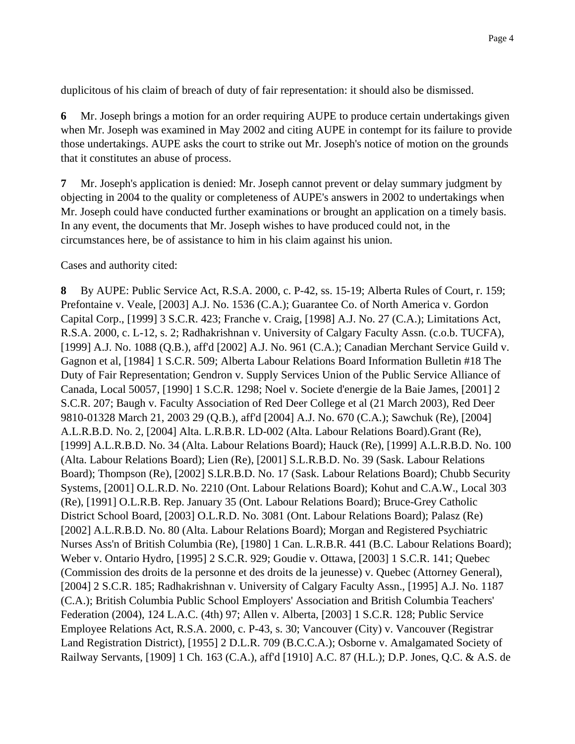duplicitous of his claim of breach of duty of fair representation: it should also be dismissed.

**6** Mr. Joseph brings a motion for an order requiring AUPE to produce certain undertakings given when Mr. Joseph was examined in May 2002 and citing AUPE in contempt for its failure to provide those undertakings. AUPE asks the court to strike out Mr. Joseph's notice of motion on the grounds that it constitutes an abuse of process.

**7** Mr. Joseph's application is denied: Mr. Joseph cannot prevent or delay summary judgment by objecting in 2004 to the quality or completeness of AUPE's answers in 2002 to undertakings when Mr. Joseph could have conducted further examinations or brought an application on a timely basis. In any event, the documents that Mr. Joseph wishes to have produced could not, in the circumstances here, be of assistance to him in his claim against his union.

Cases and authority cited:

**8** By AUPE: Public Service Act, R.S.A. 2000, c. P-42, ss. 15-19; Alberta Rules of Court, r. 159; Prefontaine v. Veale, [2003] A.J. No. 1536 (C.A.); Guarantee Co. of North America v. Gordon Capital Corp., [1999] 3 S.C.R. 423; Franche v. Craig, [1998] A.J. No. 27 (C.A.); Limitations Act, R.S.A. 2000, c. L-12, s. 2; Radhakrishnan v. University of Calgary Faculty Assn. (c.o.b. TUCFA), [1999] A.J. No. 1088 (Q.B.), aff'd [2002] A.J. No. 961 (C.A.); Canadian Merchant Service Guild v. Gagnon et al, [1984] 1 S.C.R. 509; Alberta Labour Relations Board Information Bulletin #18 The Duty of Fair Representation; Gendron v. Supply Services Union of the Public Service Alliance of Canada, Local 50057, [1990] 1 S.C.R. 1298; Noel v. Societe d'energie de la Baie James, [2001] 2 S.C.R. 207; Baugh v. Faculty Association of Red Deer College et al (21 March 2003), Red Deer 9810-01328 March 21, 2003 29 (Q.B.), aff'd [2004] A.J. No. 670 (C.A.); Sawchuk (Re), [2004] A.L.R.B.D. No. 2, [2004] Alta. L.R.B.R. LD-002 (Alta. Labour Relations Board).Grant (Re), [1999] A.L.R.B.D. No. 34 (Alta. Labour Relations Board); Hauck (Re), [1999] A.L.R.B.D. No. 100 (Alta. Labour Relations Board); Lien (Re), [2001] S.L.R.B.D. No. 39 (Sask. Labour Relations Board); Thompson (Re), [2002] S.LR.B.D. No. 17 (Sask. Labour Relations Board); Chubb Security Systems, [2001] O.L.R.D. No. 2210 (Ont. Labour Relations Board); Kohut and C.A.W., Local 303 (Re), [1991] O.L.R.B. Rep. January 35 (Ont. Labour Relations Board); Bruce-Grey Catholic District School Board, [2003] O.L.R.D. No. 3081 (Ont. Labour Relations Board); Palasz (Re) [2002] A.L.R.B.D. No. 80 (Alta. Labour Relations Board); Morgan and Registered Psychiatric Nurses Ass'n of British Columbia (Re), [1980] 1 Can. L.R.B.R. 441 (B.C. Labour Relations Board); Weber v. Ontario Hydro, [1995] 2 S.C.R. 929; Goudie v. Ottawa, [2003] 1 S.C.R. 141; Quebec (Commission des droits de la personne et des droits de la jeunesse) v. Quebec (Attorney General), [2004] 2 S.C.R. 185; Radhakrishnan v. University of Calgary Faculty Assn., [1995] A.J. No. 1187 (C.A.); British Columbia Public School Employers' Association and British Columbia Teachers' Federation (2004), 124 L.A.C. (4th) 97; Allen v. Alberta, [2003] 1 S.C.R. 128; Public Service Employee Relations Act, R.S.A. 2000, c. P-43, s. 30; Vancouver (City) v. Vancouver (Registrar Land Registration District), [1955] 2 D.L.R. 709 (B.C.C.A.); Osborne v. Amalgamated Society of Railway Servants, [1909] 1 Ch. 163 (C.A.), aff'd [1910] A.C. 87 (H.L.); D.P. Jones, Q.C. & A.S. de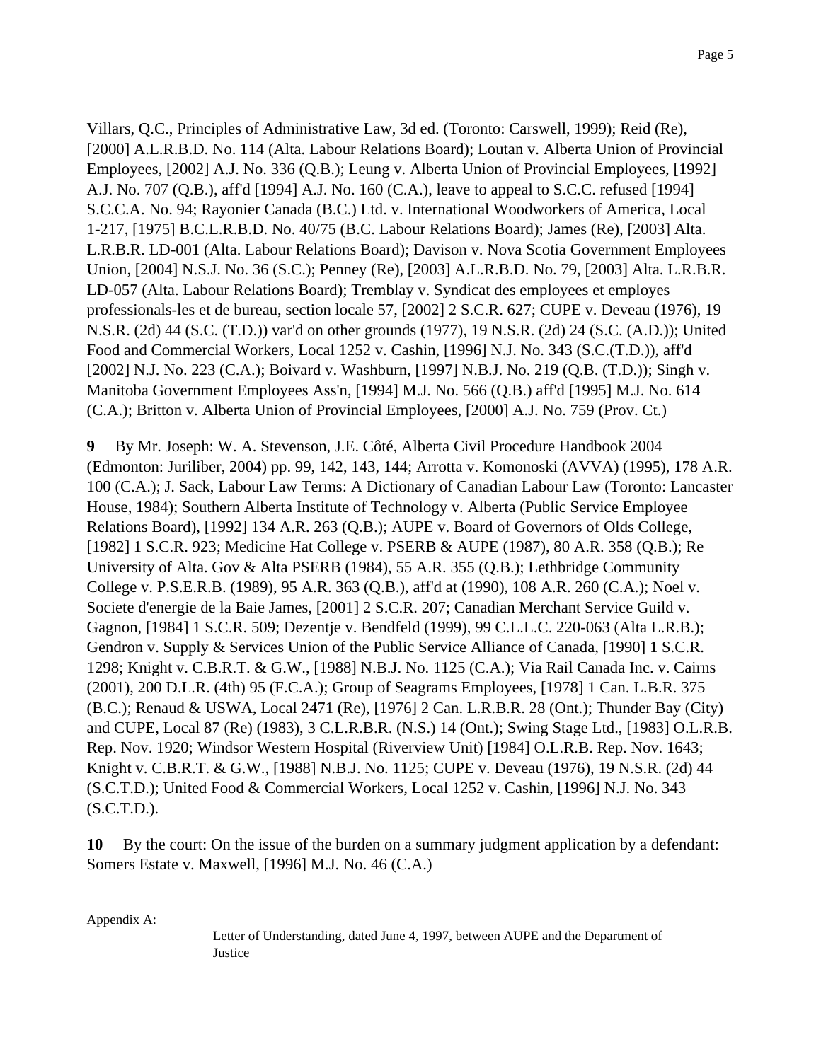Villars, Q.C., Principles of Administrative Law, 3d ed. (Toronto: Carswell, 1999); Reid (Re), [2000] A.L.R.B.D. No. 114 (Alta. Labour Relations Board); Loutan v. Alberta Union of Provincial Employees, [2002] A.J. No. 336 (Q.B.); Leung v. Alberta Union of Provincial Employees, [1992] A.J. No. 707 (Q.B.), aff'd [1994] A.J. No. 160 (C.A.), leave to appeal to S.C.C. refused [1994] S.C.C.A. No. 94; Rayonier Canada (B.C.) Ltd. v. International Woodworkers of America, Local 1-217, [1975] B.C.L.R.B.D. No. 40/75 (B.C. Labour Relations Board); James (Re), [2003] Alta. L.R.B.R. LD-001 (Alta. Labour Relations Board); Davison v. Nova Scotia Government Employees Union, [2004] N.S.J. No. 36 (S.C.); Penney (Re), [2003] A.L.R.B.D. No. 79, [2003] Alta. L.R.B.R. LD-057 (Alta. Labour Relations Board); Tremblay v. Syndicat des employees et employes professionals-les et de bureau, section locale 57, [2002] 2 S.C.R. 627; CUPE v. Deveau (1976), 19 N.S.R. (2d) 44 (S.C. (T.D.)) var'd on other grounds (1977), 19 N.S.R. (2d) 24 (S.C. (A.D.)); United Food and Commercial Workers, Local 1252 v. Cashin, [1996] N.J. No. 343 (S.C.(T.D.)), aff'd [2002] N.J. No. 223 (C.A.); Boivard v. Washburn, [1997] N.B.J. No. 219 (Q.B. (T.D.)); Singh v. Manitoba Government Employees Ass'n, [1994] M.J. No. 566 (Q.B.) aff'd [1995] M.J. No. 614 (C.A.); Britton v. Alberta Union of Provincial Employees, [2000] A.J. No. 759 (Prov. Ct.)

**9** By Mr. Joseph: W. A. Stevenson, J.E. Côté, Alberta Civil Procedure Handbook 2004 (Edmonton: Juriliber, 2004) pp. 99, 142, 143, 144; Arrotta v. Komonoski (AVVA) (1995), 178 A.R. 100 (C.A.); J. Sack, Labour Law Terms: A Dictionary of Canadian Labour Law (Toronto: Lancaster House, 1984); Southern Alberta Institute of Technology v. Alberta (Public Service Employee Relations Board), [1992] 134 A.R. 263 (Q.B.); AUPE v. Board of Governors of Olds College, [1982] 1 S.C.R. 923; Medicine Hat College v. PSERB & AUPE (1987), 80 A.R. 358 (Q.B.); Re University of Alta. Gov & Alta PSERB (1984), 55 A.R. 355 (Q.B.); Lethbridge Community College v. P.S.E.R.B. (1989), 95 A.R. 363 (Q.B.), aff'd at (1990), 108 A.R. 260 (C.A.); Noel v. Societe d'energie de la Baie James, [2001] 2 S.C.R. 207; Canadian Merchant Service Guild v. Gagnon, [1984] 1 S.C.R. 509; Dezentje v. Bendfeld (1999), 99 C.L.L.C. 220-063 (Alta L.R.B.); Gendron v. Supply & Services Union of the Public Service Alliance of Canada, [1990] 1 S.C.R. 1298; Knight v. C.B.R.T. & G.W., [1988] N.B.J. No. 1125 (C.A.); Via Rail Canada Inc. v. Cairns (2001), 200 D.L.R. (4th) 95 (F.C.A.); Group of Seagrams Employees, [1978] 1 Can. L.B.R. 375 (B.C.); Renaud & USWA, Local 2471 (Re), [1976] 2 Can. L.R.B.R. 28 (Ont.); Thunder Bay (City) and CUPE, Local 87 (Re) (1983), 3 C.L.R.B.R. (N.S.) 14 (Ont.); Swing Stage Ltd., [1983] O.L.R.B. Rep. Nov. 1920; Windsor Western Hospital (Riverview Unit) [1984] O.L.R.B. Rep. Nov. 1643; Knight v. C.B.R.T. & G.W., [1988] N.B.J. No. 1125; CUPE v. Deveau (1976), 19 N.S.R. (2d) 44 (S.C.T.D.); United Food & Commercial Workers, Local 1252 v. Cashin, [1996] N.J. No. 343 (S.C.T.D.).

**10** By the court: On the issue of the burden on a summary judgment application by a defendant: Somers Estate v. Maxwell, [1996] M.J. No. 46 (C.A.)

Appendix A: Letter of Understanding, dated June 4, 1997, between AUPE and the Department of Justice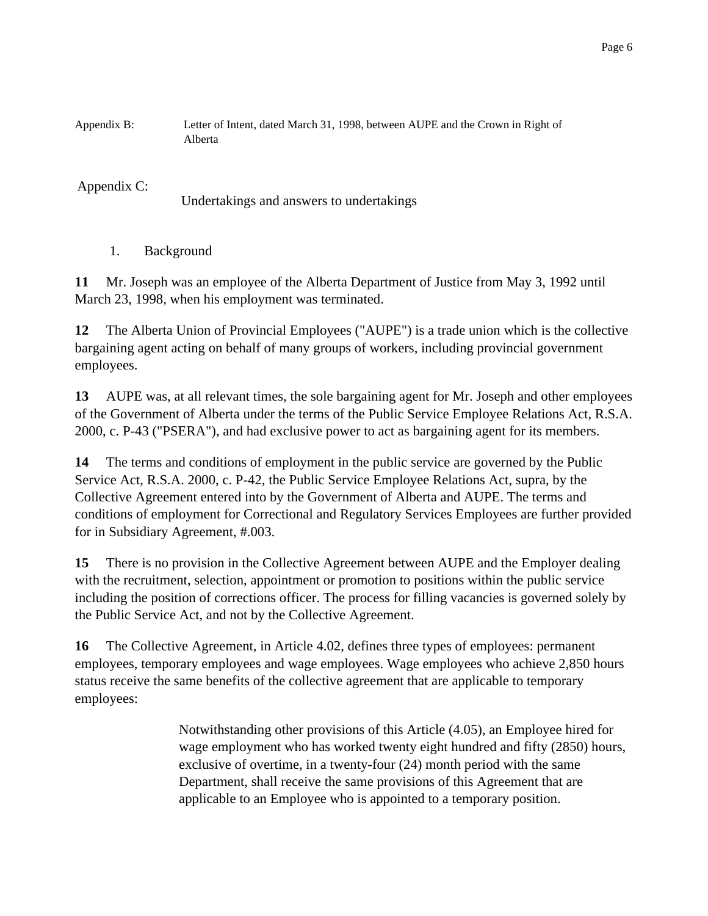Appendix B: Letter of Intent, dated March 31, 1998, between AUPE and the Crown in Right of Alberta

Appendix C: Undertakings and answers to undertakings

1. Background

**11** Mr. Joseph was an employee of the Alberta Department of Justice from May 3, 1992 until March 23, 1998, when his employment was terminated.

**12** The Alberta Union of Provincial Employees ("AUPE") is a trade union which is the collective bargaining agent acting on behalf of many groups of workers, including provincial government employees.

**13** AUPE was, at all relevant times, the sole bargaining agent for Mr. Joseph and other employees of the Government of Alberta under the terms of the Public Service Employee Relations Act, R.S.A. 2000, c. P-43 ("PSERA"), and had exclusive power to act as bargaining agent for its members.

**14** The terms and conditions of employment in the public service are governed by the Public Service Act, R.S.A. 2000, c. P-42, the Public Service Employee Relations Act, supra, by the Collective Agreement entered into by the Government of Alberta and AUPE. The terms and conditions of employment for Correctional and Regulatory Services Employees are further provided for in Subsidiary Agreement, #.003.

**15** There is no provision in the Collective Agreement between AUPE and the Employer dealing with the recruitment, selection, appointment or promotion to positions within the public service including the position of corrections officer. The process for filling vacancies is governed solely by the Public Service Act, and not by the Collective Agreement.

**16** The Collective Agreement, in Article 4.02, defines three types of employees: permanent employees, temporary employees and wage employees. Wage employees who achieve 2,850 hours status receive the same benefits of the collective agreement that are applicable to temporary employees:

> Notwithstanding other provisions of this Article (4.05), an Employee hired for wage employment who has worked twenty eight hundred and fifty (2850) hours, exclusive of overtime, in a twenty-four (24) month period with the same Department, shall receive the same provisions of this Agreement that are applicable to an Employee who is appointed to a temporary position.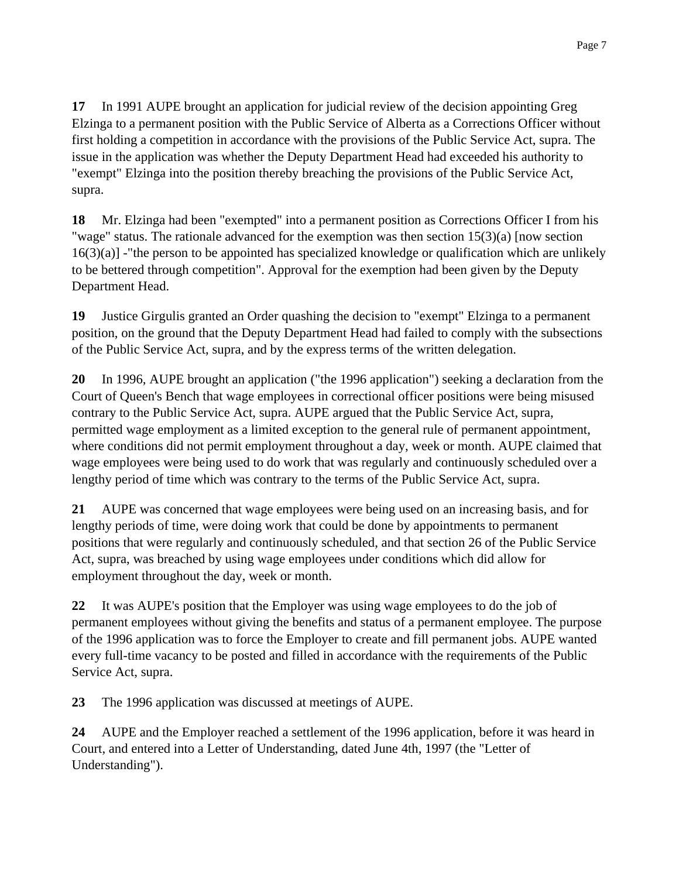**17** In 1991 AUPE brought an application for judicial review of the decision appointing Greg Elzinga to a permanent position with the Public Service of Alberta as a Corrections Officer without first holding a competition in accordance with the provisions of the Public Service Act, supra. The issue in the application was whether the Deputy Department Head had exceeded his authority to "exempt" Elzinga into the position thereby breaching the provisions of the Public Service Act, supra.

**18** Mr. Elzinga had been "exempted" into a permanent position as Corrections Officer I from his "wage" status. The rationale advanced for the exemption was then section 15(3)(a) [now section 16(3)(a)] -"the person to be appointed has specialized knowledge or qualification which are unlikely to be bettered through competition". Approval for the exemption had been given by the Deputy Department Head.

**19** Justice Girgulis granted an Order quashing the decision to "exempt" Elzinga to a permanent position, on the ground that the Deputy Department Head had failed to comply with the subsections of the Public Service Act, supra, and by the express terms of the written delegation.

**20** In 1996, AUPE brought an application ("the 1996 application") seeking a declaration from the Court of Queen's Bench that wage employees in correctional officer positions were being misused contrary to the Public Service Act, supra. AUPE argued that the Public Service Act, supra, permitted wage employment as a limited exception to the general rule of permanent appointment, where conditions did not permit employment throughout a day, week or month. AUPE claimed that wage employees were being used to do work that was regularly and continuously scheduled over a lengthy period of time which was contrary to the terms of the Public Service Act, supra.

**21** AUPE was concerned that wage employees were being used on an increasing basis, and for lengthy periods of time, were doing work that could be done by appointments to permanent positions that were regularly and continuously scheduled, and that section 26 of the Public Service Act, supra, was breached by using wage employees under conditions which did allow for employment throughout the day, week or month.

**22** It was AUPE's position that the Employer was using wage employees to do the job of permanent employees without giving the benefits and status of a permanent employee. The purpose of the 1996 application was to force the Employer to create and fill permanent jobs. AUPE wanted every full-time vacancy to be posted and filled in accordance with the requirements of the Public Service Act, supra.

**23** The 1996 application was discussed at meetings of AUPE.

**24** AUPE and the Employer reached a settlement of the 1996 application, before it was heard in Court, and entered into a Letter of Understanding, dated June 4th, 1997 (the "Letter of Understanding").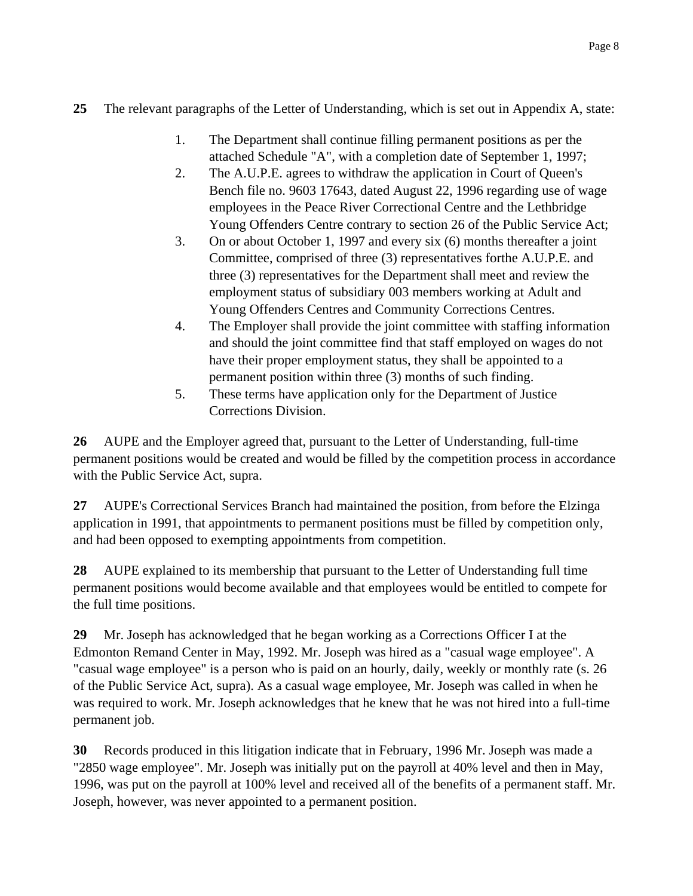**25** The relevant paragraphs of the Letter of Understanding, which is set out in Appendix A, state:

1. The Department shall continue filling permanent positions as per the attached Schedule "A", with a completion date of September 1, 1997;
2. The A.U.P.E. agrees to withdraw the application in Court of Queen's Bench file no. 9603 17643, dated August 22, 1996 regarding use of wage employees in the Peace River Correctional Centre and the Lethbridge Young Offenders Centre contrary to section 26 of the Public Service Act;
3. On or about October 1, 1997 and every six (6) months thereafter a joint Committee, comprised of three (3) representatives forthe A.U.P.E. and three (3) representatives for the Department shall meet and review the employment status of subsidiary 003 members working at Adult and Young Offenders Centres and Community Corrections Centres.
4. The Employer shall provide the joint committee with staffing information and should the joint committee find that staff employed on wages do not have their proper employment status, they shall be appointed to a permanent position within three (3) months of such finding.
5. These terms have application only for the Department of Justice Corrections Division.

**26** AUPE and the Employer agreed that, pursuant to the Letter of Understanding, full-time permanent positions would be created and would be filled by the competition process in accordance with the Public Service Act, supra.

**27** AUPE's Correctional Services Branch had maintained the position, from before the Elzinga application in 1991, that appointments to permanent positions must be filled by competition only, and had been opposed to exempting appointments from competition.

**28** AUPE explained to its membership that pursuant to the Letter of Understanding full time permanent positions would become available and that employees would be entitled to compete for the full time positions.

**29** Mr. Joseph has acknowledged that he began working as a Corrections Officer I at the Edmonton Remand Center in May, 1992. Mr. Joseph was hired as a "casual wage employee". A "casual wage employee" is a person who is paid on an hourly, daily, weekly or monthly rate (s. 26 of the Public Service Act, supra). As a casual wage employee, Mr. Joseph was called in when he was required to work. Mr. Joseph acknowledges that he knew that he was not hired into a full-time permanent job.

**30** Records produced in this litigation indicate that in February, 1996 Mr. Joseph was made a "2850 wage employee". Mr. Joseph was initially put on the payroll at 40% level and then in May, 1996, was put on the payroll at 100% level and received all of the benefits of a permanent staff. Mr. Joseph, however, was never appointed to a permanent position.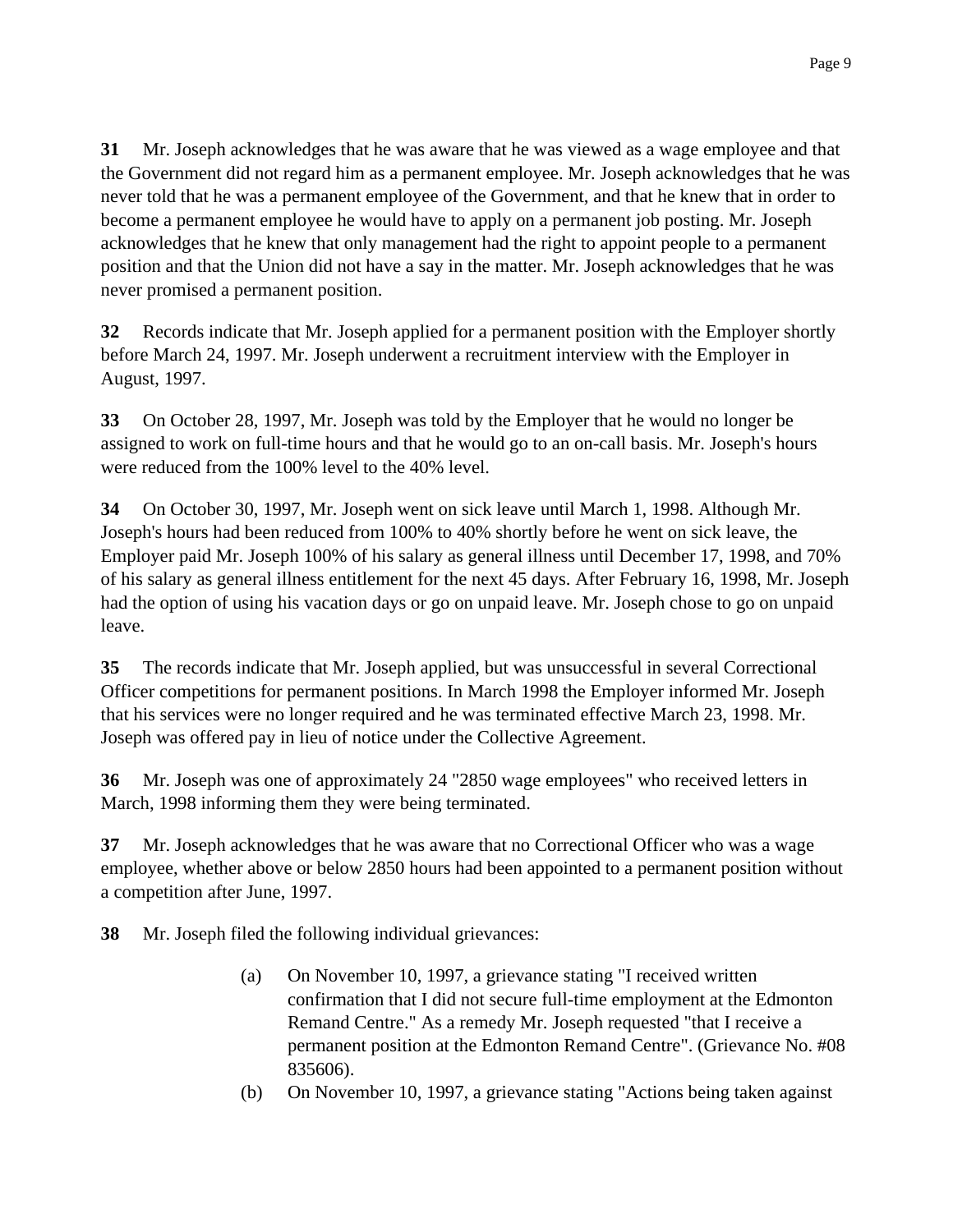**31** Mr. Joseph acknowledges that he was aware that he was viewed as a wage employee and that the Government did not regard him as a permanent employee. Mr. Joseph acknowledges that he was never told that he was a permanent employee of the Government, and that he knew that in order to become a permanent employee he would have to apply on a permanent job posting. Mr. Joseph acknowledges that he knew that only management had the right to appoint people to a permanent position and that the Union did not have a say in the matter. Mr. Joseph acknowledges that he was never promised a permanent position.

**32** Records indicate that Mr. Joseph applied for a permanent position with the Employer shortly before March 24, 1997. Mr. Joseph underwent a recruitment interview with the Employer in August, 1997.

**33** On October 28, 1997, Mr. Joseph was told by the Employer that he would no longer be assigned to work on full-time hours and that he would go to an on-call basis. Mr. Joseph's hours were reduced from the 100% level to the 40% level.

**34** On October 30, 1997, Mr. Joseph went on sick leave until March 1, 1998. Although Mr. Joseph's hours had been reduced from 100% to 40% shortly before he went on sick leave, the Employer paid Mr. Joseph 100% of his salary as general illness until December 17, 1998, and 70% of his salary as general illness entitlement for the next 45 days. After February 16, 1998, Mr. Joseph had the option of using his vacation days or go on unpaid leave. Mr. Joseph chose to go on unpaid leave.

**35** The records indicate that Mr. Joseph applied, but was unsuccessful in several Correctional Officer competitions for permanent positions. In March 1998 the Employer informed Mr. Joseph that his services were no longer required and he was terminated effective March 23, 1998. Mr. Joseph was offered pay in lieu of notice under the Collective Agreement.

**36** Mr. Joseph was one of approximately 24 "2850 wage employees" who received letters in March, 1998 informing them they were being terminated.

**37** Mr. Joseph acknowledges that he was aware that no Correctional Officer who was a wage employee, whether above or below 2850 hours had been appointed to a permanent position without a competition after June, 1997.

**38** Mr. Joseph filed the following individual grievances:

(a) On November 10, 1997, a grievance stating "I received written confirmation that I did not secure full-time employment at the Edmonton Remand Centre." As a remedy Mr. Joseph requested "that I receive a permanent position at the Edmonton Remand Centre". (Grievance No. #08 835606).

(b) On November 10, 1997, a grievance stating "Actions being taken against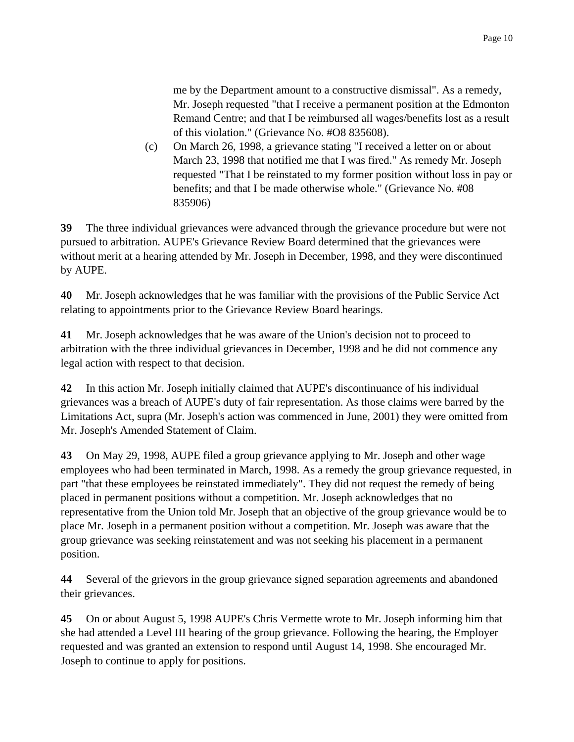me by the Department amount to a constructive dismissal". As a remedy, Mr. Joseph requested "that I receive a permanent position at the Edmonton Remand Centre; and that I be reimbursed all wages/benefits lost as a result of this violation." (Grievance No. #O8 835608).

(c) On March 26, 1998, a grievance stating "I received a letter on or about March 23, 1998 that notified me that I was fired." As remedy Mr. Joseph requested "That I be reinstated to my former position without loss in pay or benefits; and that I be made otherwise whole." (Grievance No. #08 835906)

**39** The three individual grievances were advanced through the grievance procedure but were not pursued to arbitration. AUPE's Grievance Review Board determined that the grievances were without merit at a hearing attended by Mr. Joseph in December, 1998, and they were discontinued by AUPE.

**40** Mr. Joseph acknowledges that he was familiar with the provisions of the Public Service Act relating to appointments prior to the Grievance Review Board hearings.

**41** Mr. Joseph acknowledges that he was aware of the Union's decision not to proceed to arbitration with the three individual grievances in December, 1998 and he did not commence any legal action with respect to that decision.

**42** In this action Mr. Joseph initially claimed that AUPE's discontinuance of his individual grievances was a breach of AUPE's duty of fair representation. As those claims were barred by the Limitations Act, supra (Mr. Joseph's action was commenced in June, 2001) they were omitted from Mr. Joseph's Amended Statement of Claim.

**43** On May 29, 1998, AUPE filed a group grievance applying to Mr. Joseph and other wage employees who had been terminated in March, 1998. As a remedy the group grievance requested, in part "that these employees be reinstated immediately". They did not request the remedy of being placed in permanent positions without a competition. Mr. Joseph acknowledges that no representative from the Union told Mr. Joseph that an objective of the group grievance would be to place Mr. Joseph in a permanent position without a competition. Mr. Joseph was aware that the group grievance was seeking reinstatement and was not seeking his placement in a permanent position.

**44** Several of the grievors in the group grievance signed separation agreements and abandoned their grievances.

**45** On or about August 5, 1998 AUPE's Chris Vermette wrote to Mr. Joseph informing him that she had attended a Level III hearing of the group grievance. Following the hearing, the Employer requested and was granted an extension to respond until August 14, 1998. She encouraged Mr. Joseph to continue to apply for positions.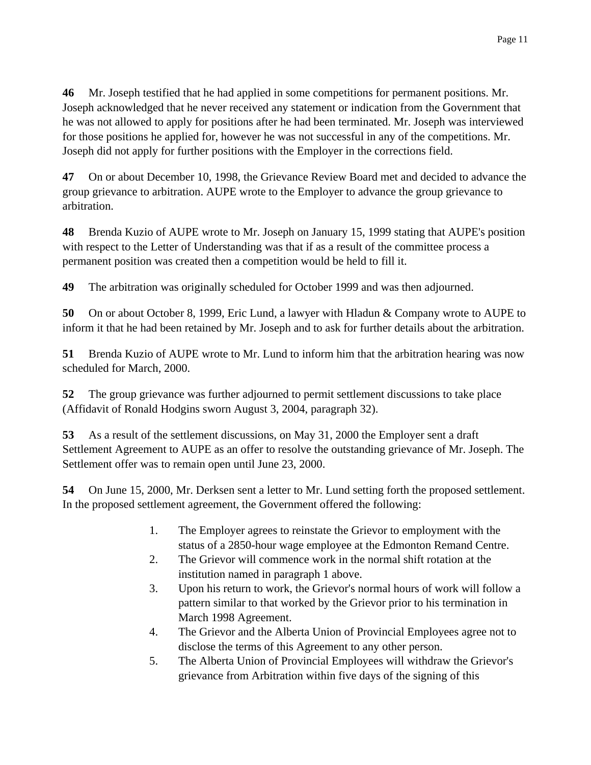**46** Mr. Joseph testified that he had applied in some competitions for permanent positions. Mr. Joseph acknowledged that he never received any statement or indication from the Government that he was not allowed to apply for positions after he had been terminated. Mr. Joseph was interviewed for those positions he applied for, however he was not successful in any of the competitions. Mr. Joseph did not apply for further positions with the Employer in the corrections field.

**47** On or about December 10, 1998, the Grievance Review Board met and decided to advance the group grievance to arbitration. AUPE wrote to the Employer to advance the group grievance to arbitration.

**48** Brenda Kuzio of AUPE wrote to Mr. Joseph on January 15, 1999 stating that AUPE's position with respect to the Letter of Understanding was that if as a result of the committee process a permanent position was created then a competition would be held to fill it.

**49** The arbitration was originally scheduled for October 1999 and was then adjourned.

**50** On or about October 8, 1999, Eric Lund, a lawyer with Hladun & Company wrote to AUPE to inform it that he had been retained by Mr. Joseph and to ask for further details about the arbitration.

**51** Brenda Kuzio of AUPE wrote to Mr. Lund to inform him that the arbitration hearing was now scheduled for March, 2000.

**52** The group grievance was further adjourned to permit settlement discussions to take place (Affidavit of Ronald Hodgins sworn August 3, 2004, paragraph 32).

**53** As a result of the settlement discussions, on May 31, 2000 the Employer sent a draft Settlement Agreement to AUPE as an offer to resolve the outstanding grievance of Mr. Joseph. The Settlement offer was to remain open until June 23, 2000.

**54** On June 15, 2000, Mr. Derksen sent a letter to Mr. Lund setting forth the proposed settlement. In the proposed settlement agreement, the Government offered the following:

> 1. The Employer agrees to reinstate the Grievor to employment with the status of a 2850-hour wage employee at the Edmonton Remand Centre.
> 2. The Grievor will commence work in the normal shift rotation at the institution named in paragraph 1 above.
> 3. Upon his return to work, the Grievor's normal hours of work will follow a pattern similar to that worked by the Grievor prior to his termination in March 1998 Agreement.
> 4. The Grievor and the Alberta Union of Provincial Employees agree not to disclose the terms of this Agreement to any other person.
> 5. The Alberta Union of Provincial Employees will withdraw the Grievor's grievance from Arbitration within five days of the signing of this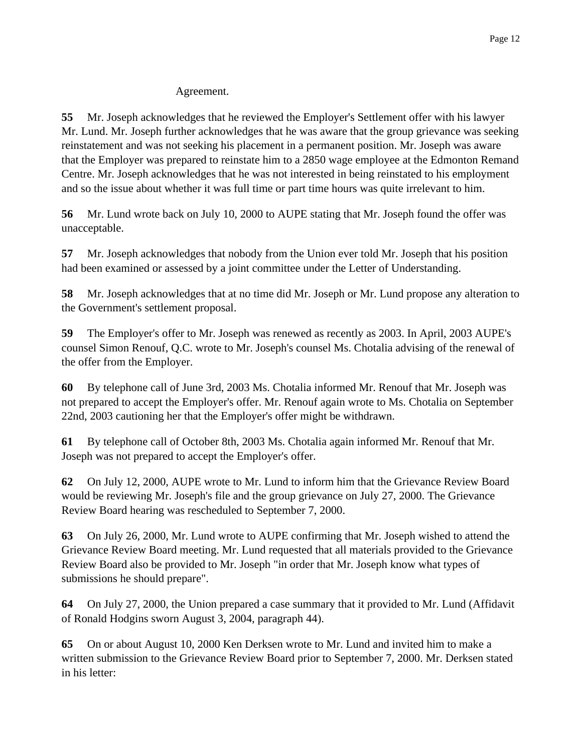Agreement.

**55** Mr. Joseph acknowledges that he reviewed the Employer's Settlement offer with his lawyer Mr. Lund. Mr. Joseph further acknowledges that he was aware that the group grievance was seeking reinstatement and was not seeking his placement in a permanent position. Mr. Joseph was aware that the Employer was prepared to reinstate him to a 2850 wage employee at the Edmonton Remand Centre. Mr. Joseph acknowledges that he was not interested in being reinstated to his employment and so the issue about whether it was full time or part time hours was quite irrelevant to him.

**56** Mr. Lund wrote back on July 10, 2000 to AUPE stating that Mr. Joseph found the offer was unacceptable.

**57** Mr. Joseph acknowledges that nobody from the Union ever told Mr. Joseph that his position had been examined or assessed by a joint committee under the Letter of Understanding.

**58** Mr. Joseph acknowledges that at no time did Mr. Joseph or Mr. Lund propose any alteration to the Government's settlement proposal.

**59** The Employer's offer to Mr. Joseph was renewed as recently as 2003. In April, 2003 AUPE's counsel Simon Renouf, Q.C. wrote to Mr. Joseph's counsel Ms. Chotalia advising of the renewal of the offer from the Employer.

**60** By telephone call of June 3rd, 2003 Ms. Chotalia informed Mr. Renouf that Mr. Joseph was not prepared to accept the Employer's offer. Mr. Renouf again wrote to Ms. Chotalia on September 22nd, 2003 cautioning her that the Employer's offer might be withdrawn.

**61** By telephone call of October 8th, 2003 Ms. Chotalia again informed Mr. Renouf that Mr. Joseph was not prepared to accept the Employer's offer.

**62** On July 12, 2000, AUPE wrote to Mr. Lund to inform him that the Grievance Review Board would be reviewing Mr. Joseph's file and the group grievance on July 27, 2000. The Grievance Review Board hearing was rescheduled to September 7, 2000.

**63** On July 26, 2000, Mr. Lund wrote to AUPE confirming that Mr. Joseph wished to attend the Grievance Review Board meeting. Mr. Lund requested that all materials provided to the Grievance Review Board also be provided to Mr. Joseph "in order that Mr. Joseph know what types of submissions he should prepare".

**64** On July 27, 2000, the Union prepared a case summary that it provided to Mr. Lund (Affidavit of Ronald Hodgins sworn August 3, 2004, paragraph 44).

**65** On or about August 10, 2000 Ken Derksen wrote to Mr. Lund and invited him to make a written submission to the Grievance Review Board prior to September 7, 2000. Mr. Derksen stated in his letter: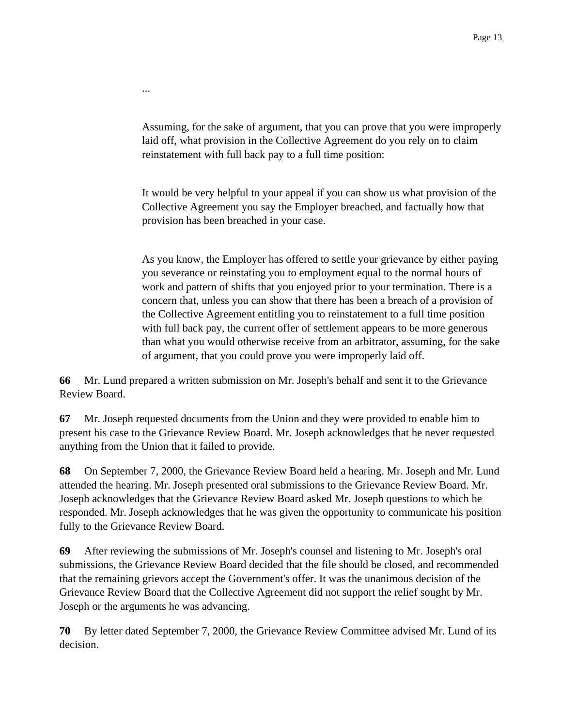...

> Assuming, for the sake of argument, that you can prove that you were improperly laid off, what provision in the Collective Agreement do you rely on to claim reinstatement with full back pay to a full time position:
>
> It would be very helpful to your appeal if you can show us what provision of the Collective Agreement you say the Employer breached, and factually how that provision has been breached in your case.
>
> As you know, the Employer has offered to settle your grievance by either paying you severance or reinstating you to employment equal to the normal hours of work and pattern of shifts that you enjoyed prior to your termination. There is a concern that, unless you can show that there has been a breach of a provision of the Collective Agreement entitling you to reinstatement to a full time position with full back pay, the current offer of settlement appears to be more generous than what you would otherwise receive from an arbitrator, assuming, for the sake of argument, that you could prove you were improperly laid off.

**66** Mr. Lund prepared a written submission on Mr. Joseph's behalf and sent it to the Grievance Review Board.

**67** Mr. Joseph requested documents from the Union and they were provided to enable him to present his case to the Grievance Review Board. Mr. Joseph acknowledges that he never requested anything from the Union that it failed to provide.

**68** On September 7, 2000, the Grievance Review Board held a hearing. Mr. Joseph and Mr. Lund attended the hearing. Mr. Joseph presented oral submissions to the Grievance Review Board. Mr. Joseph acknowledges that the Grievance Review Board asked Mr. Joseph questions to which he responded. Mr. Joseph acknowledges that he was given the opportunity to communicate his position fully to the Grievance Review Board.

**69** After reviewing the submissions of Mr. Joseph's counsel and listening to Mr. Joseph's oral submissions, the Grievance Review Board decided that the file should be closed, and recommended that the remaining grievors accept the Government's offer. It was the unanimous decision of the Grievance Review Board that the Collective Agreement did not support the relief sought by Mr. Joseph or the arguments he was advancing.

**70** By letter dated September 7, 2000, the Grievance Review Committee advised Mr. Lund of its decision.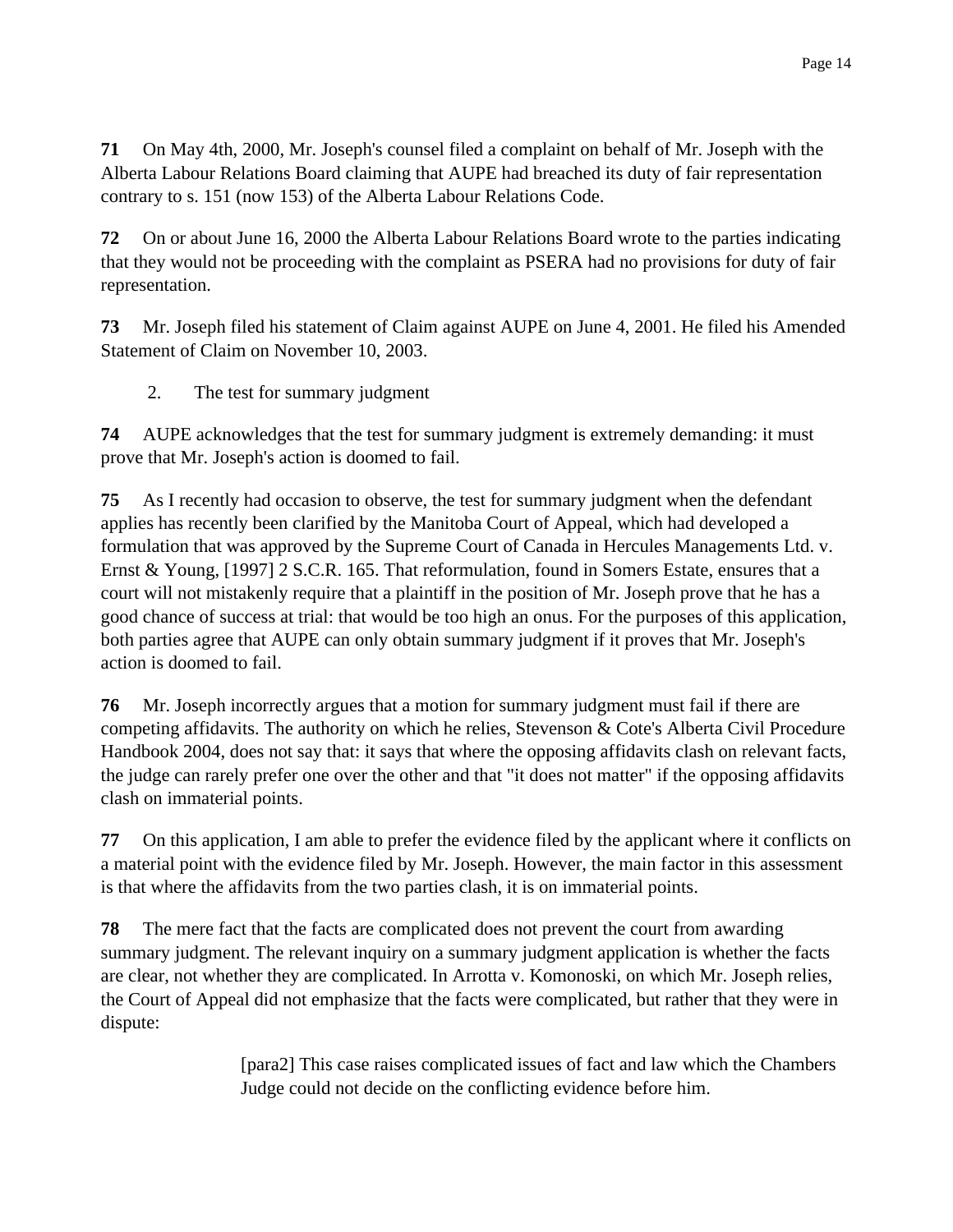**71** On May 4th, 2000, Mr. Joseph's counsel filed a complaint on behalf of Mr. Joseph with the Alberta Labour Relations Board claiming that AUPE had breached its duty of fair representation contrary to s. 151 (now 153) of the Alberta Labour Relations Code.

**72** On or about June 16, 2000 the Alberta Labour Relations Board wrote to the parties indicating that they would not be proceeding with the complaint as PSERA had no provisions for duty of fair representation.

**73** Mr. Joseph filed his statement of Claim against AUPE on June 4, 2001. He filed his Amended Statement of Claim on November 10, 2003.

2. The test for summary judgment

**74** AUPE acknowledges that the test for summary judgment is extremely demanding: it must prove that Mr. Joseph's action is doomed to fail.

**75** As I recently had occasion to observe, the test for summary judgment when the defendant applies has recently been clarified by the Manitoba Court of Appeal, which had developed a formulation that was approved by the Supreme Court of Canada in Hercules Managements Ltd. v. Ernst & Young, [1997] 2 S.C.R. 165. That reformulation, found in Somers Estate, ensures that a court will not mistakenly require that a plaintiff in the position of Mr. Joseph prove that he has a good chance of success at trial: that would be too high an onus. For the purposes of this application, both parties agree that AUPE can only obtain summary judgment if it proves that Mr. Joseph's action is doomed to fail.

**76** Mr. Joseph incorrectly argues that a motion for summary judgment must fail if there are competing affidavits. The authority on which he relies, Stevenson & Cote's Alberta Civil Procedure Handbook 2004, does not say that: it says that where the opposing affidavits clash on relevant facts, the judge can rarely prefer one over the other and that "it does not matter" if the opposing affidavits clash on immaterial points.

**77** On this application, I am able to prefer the evidence filed by the applicant where it conflicts on a material point with the evidence filed by Mr. Joseph. However, the main factor in this assessment is that where the affidavits from the two parties clash, it is on immaterial points.

**78** The mere fact that the facts are complicated does not prevent the court from awarding summary judgment. The relevant inquiry on a summary judgment application is whether the facts are clear, not whether they are complicated. In Arrotta v. Komonoski, on which Mr. Joseph relies, the Court of Appeal did not emphasize that the facts were complicated, but rather that they were in dispute:

> [para2] This case raises complicated issues of fact and law which the Chambers Judge could not decide on the conflicting evidence before him.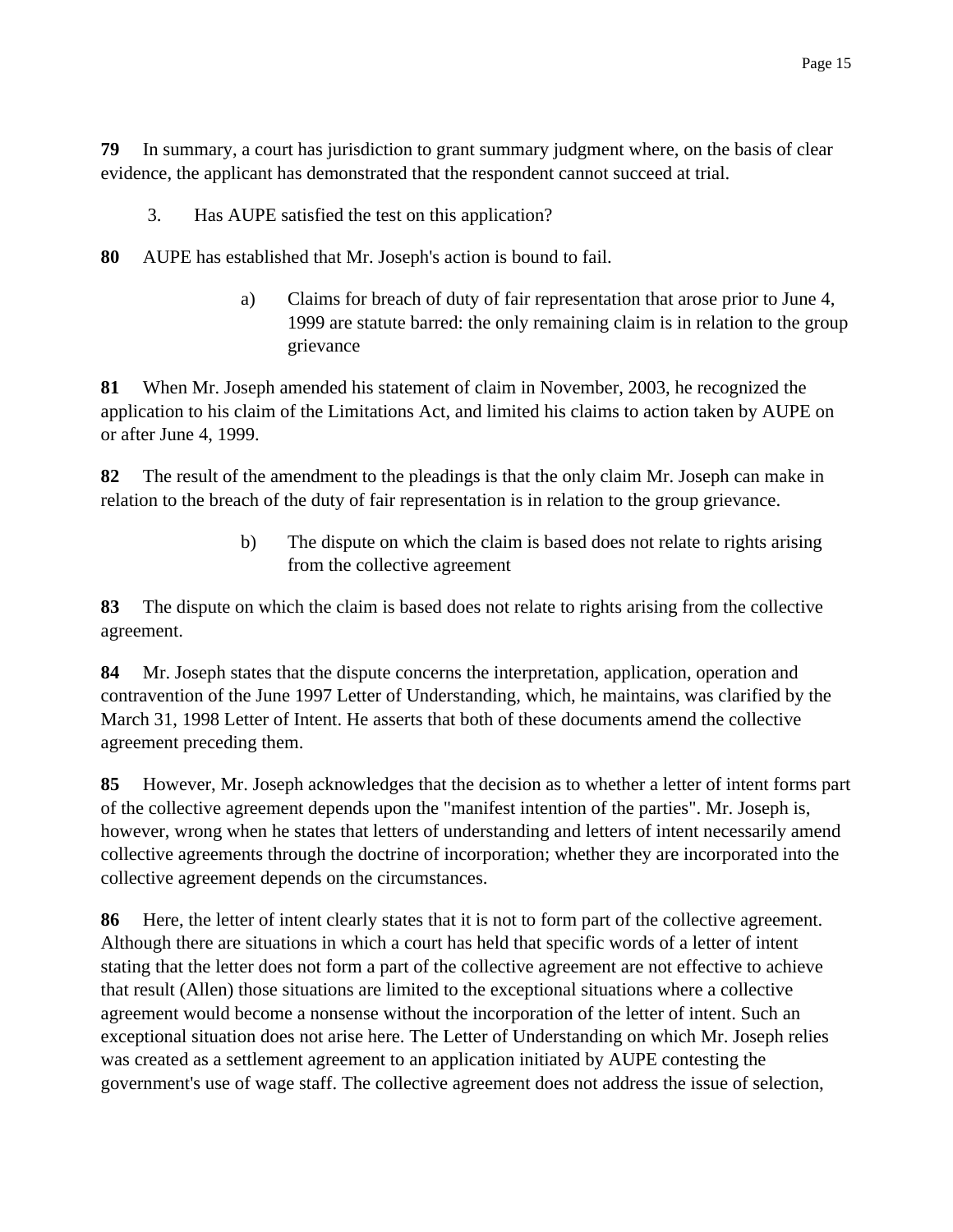**79** In summary, a court has jurisdiction to grant summary judgment where, on the basis of clear evidence, the applicant has demonstrated that the respondent cannot succeed at trial.

3. Has AUPE satisfied the test on this application?

**80** AUPE has established that Mr. Joseph's action is bound to fail.

a) Claims for breach of duty of fair representation that arose prior to June 4, 1999 are statute barred: the only remaining claim is in relation to the group grievance

**81** When Mr. Joseph amended his statement of claim in November, 2003, he recognized the application to his claim of the Limitations Act, and limited his claims to action taken by AUPE on or after June 4, 1999.

**82** The result of the amendment to the pleadings is that the only claim Mr. Joseph can make in relation to the breach of the duty of fair representation is in relation to the group grievance.

b) The dispute on which the claim is based does not relate to rights arising from the collective agreement

**83** The dispute on which the claim is based does not relate to rights arising from the collective agreement.

**84** Mr. Joseph states that the dispute concerns the interpretation, application, operation and contravention of the June 1997 Letter of Understanding, which, he maintains, was clarified by the March 31, 1998 Letter of Intent. He asserts that both of these documents amend the collective agreement preceding them.

**85** However, Mr. Joseph acknowledges that the decision as to whether a letter of intent forms part of the collective agreement depends upon the "manifest intention of the parties". Mr. Joseph is, however, wrong when he states that letters of understanding and letters of intent necessarily amend collective agreements through the doctrine of incorporation; whether they are incorporated into the collective agreement depends on the circumstances.

**86** Here, the letter of intent clearly states that it is not to form part of the collective agreement. Although there are situations in which a court has held that specific words of a letter of intent stating that the letter does not form a part of the collective agreement are not effective to achieve that result (Allen) those situations are limited to the exceptional situations where a collective agreement would become a nonsense without the incorporation of the letter of intent. Such an exceptional situation does not arise here. The Letter of Understanding on which Mr. Joseph relies was created as a settlement agreement to an application initiated by AUPE contesting the government's use of wage staff. The collective agreement does not address the issue of selection,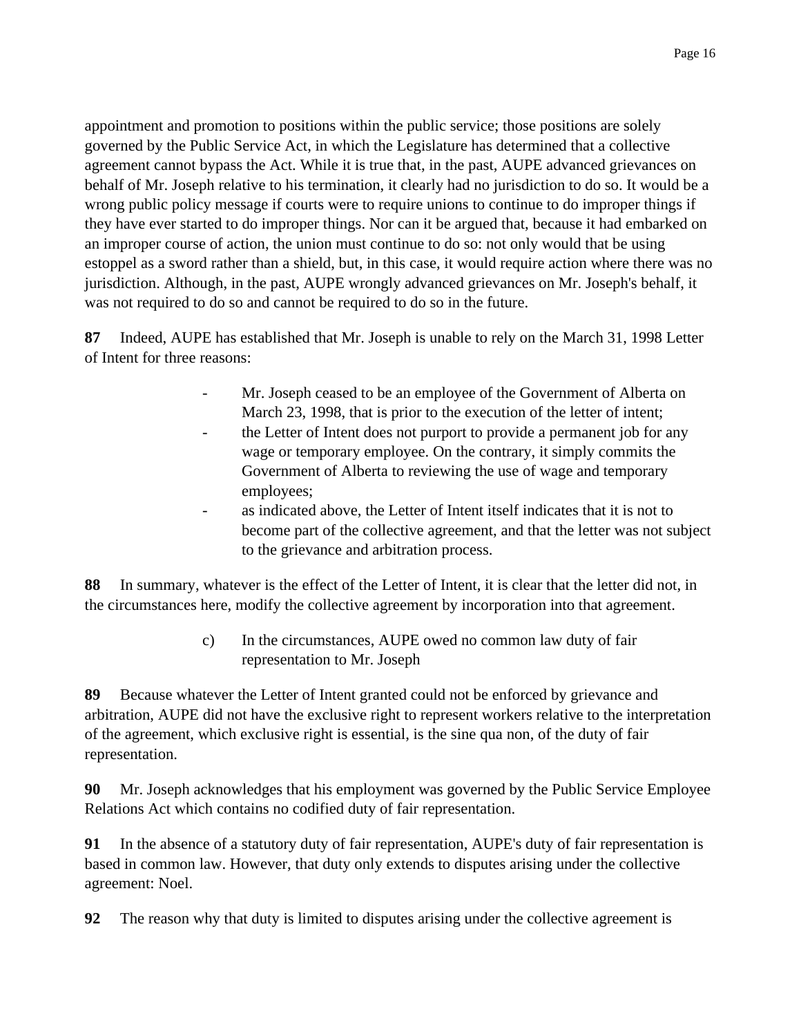appointment and promotion to positions within the public service; those positions are solely governed by the Public Service Act, in which the Legislature has determined that a collective agreement cannot bypass the Act. While it is true that, in the past, AUPE advanced grievances on behalf of Mr. Joseph relative to his termination, it clearly had no jurisdiction to do so. It would be a wrong public policy message if courts were to require unions to continue to do improper things if they have ever started to do improper things. Nor can it be argued that, because it had embarked on an improper course of action, the union must continue to do so: not only would that be using estoppel as a sword rather than a shield, but, in this case, it would require action where there was no jurisdiction. Although, in the past, AUPE wrongly advanced grievances on Mr. Joseph's behalf, it was not required to do so and cannot be required to do so in the future.

**87** Indeed, AUPE has established that Mr. Joseph is unable to rely on the March 31, 1998 Letter of Intent for three reasons:

- Mr. Joseph ceased to be an employee of the Government of Alberta on March 23, 1998, that is prior to the execution of the letter of intent;
- the Letter of Intent does not purport to provide a permanent job for any wage or temporary employee. On the contrary, it simply commits the Government of Alberta to reviewing the use of wage and temporary employees;
- as indicated above, the Letter of Intent itself indicates that it is not to become part of the collective agreement, and that the letter was not subject to the grievance and arbitration process.

**88** In summary, whatever is the effect of the Letter of Intent, it is clear that the letter did not, in the circumstances here, modify the collective agreement by incorporation into that agreement.

c) In the circumstances, AUPE owed no common law duty of fair representation to Mr. Joseph

**89** Because whatever the Letter of Intent granted could not be enforced by grievance and arbitration, AUPE did not have the exclusive right to represent workers relative to the interpretation of the agreement, which exclusive right is essential, is the sine qua non, of the duty of fair representation.

**90** Mr. Joseph acknowledges that his employment was governed by the Public Service Employee Relations Act which contains no codified duty of fair representation.

**91** In the absence of a statutory duty of fair representation, AUPE's duty of fair representation is based in common law. However, that duty only extends to disputes arising under the collective agreement: Noel.

**92** The reason why that duty is limited to disputes arising under the collective agreement is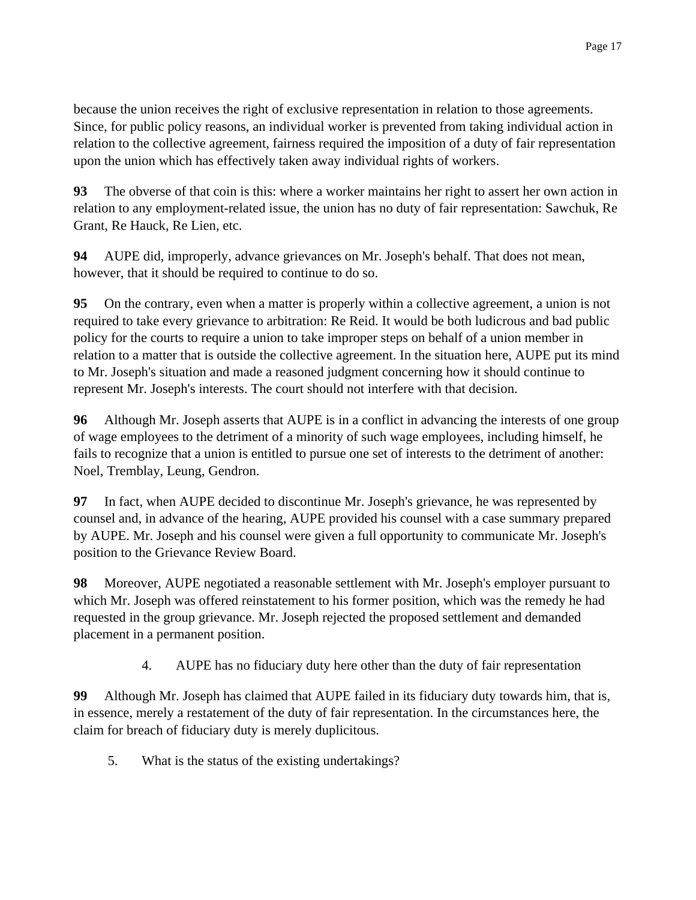because the union receives the right of exclusive representation in relation to those agreements. Since, for public policy reasons, an individual worker is prevented from taking individual action in relation to the collective agreement, fairness required the imposition of a duty of fair representation upon the union which has effectively taken away individual rights of workers.

**93** The obverse of that coin is this: where a worker maintains her right to assert her own action in relation to any employment-related issue, the union has no duty of fair representation: Sawchuk, Re Grant, Re Hauck, Re Lien, etc.

**94** AUPE did, improperly, advance grievances on Mr. Joseph's behalf. That does not mean, however, that it should be required to continue to do so.

**95** On the contrary, even when a matter is properly within a collective agreement, a union is not required to take every grievance to arbitration: Re Reid. It would be both ludicrous and bad public policy for the courts to require a union to take improper steps on behalf of a union member in relation to a matter that is outside the collective agreement. In the situation here, AUPE put its mind to Mr. Joseph's situation and made a reasoned judgment concerning how it should continue to represent Mr. Joseph's interests. The court should not interfere with that decision.

**96** Although Mr. Joseph asserts that AUPE is in a conflict in advancing the interests of one group of wage employees to the detriment of a minority of such wage employees, including himself, he fails to recognize that a union is entitled to pursue one set of interests to the detriment of another: Noel, Tremblay, Leung, Gendron.

**97** In fact, when AUPE decided to discontinue Mr. Joseph's grievance, he was represented by counsel and, in advance of the hearing, AUPE provided his counsel with a case summary prepared by AUPE. Mr. Joseph and his counsel were given a full opportunity to communicate Mr. Joseph's position to the Grievance Review Board.

**98** Moreover, AUPE negotiated a reasonable settlement with Mr. Joseph's employer pursuant to which Mr. Joseph was offered reinstatement to his former position, which was the remedy he had requested in the group grievance. Mr. Joseph rejected the proposed settlement and demanded placement in a permanent position.

4. AUPE has no fiduciary duty here other than the duty of fair representation

**99** Although Mr. Joseph has claimed that AUPE failed in its fiduciary duty towards him, that is, in essence, merely a restatement of the duty of fair representation. In the circumstances here, the claim for breach of fiduciary duty is merely duplicitous.

5. What is the status of the existing undertakings?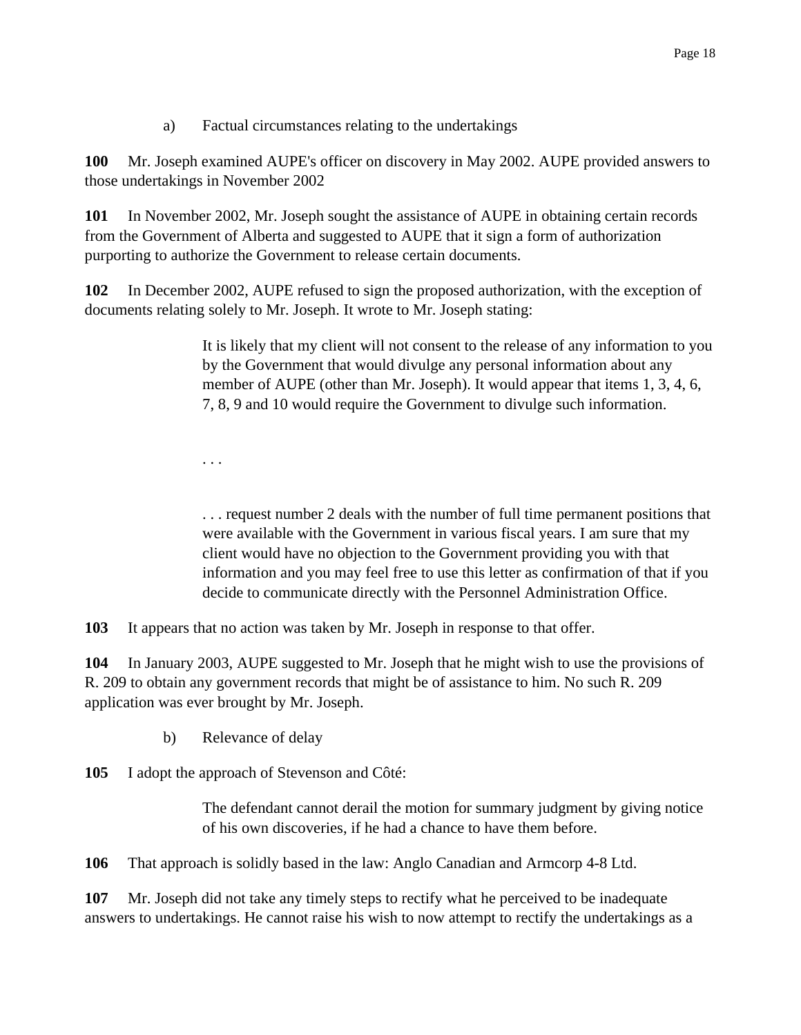a) Factual circumstances relating to the undertakings

**100** Mr. Joseph examined AUPE's officer on discovery in May 2002. AUPE provided answers to those undertakings in November 2002

**101** In November 2002, Mr. Joseph sought the assistance of AUPE in obtaining certain records from the Government of Alberta and suggested to AUPE that it sign a form of authorization purporting to authorize the Government to release certain documents.

**102** In December 2002, AUPE refused to sign the proposed authorization, with the exception of documents relating solely to Mr. Joseph. It wrote to Mr. Joseph stating:

> It is likely that my client will not consent to the release of any information to you by the Government that would divulge any personal information about any member of AUPE (other than Mr. Joseph). It would appear that items 1, 3, 4, 6, 7, 8, 9 and 10 would require the Government to divulge such information.
>
> . . .
>
> . . . request number 2 deals with the number of full time permanent positions that were available with the Government in various fiscal years. I am sure that my client would have no objection to the Government providing you with that information and you may feel free to use this letter as confirmation of that if you decide to communicate directly with the Personnel Administration Office.

**103** It appears that no action was taken by Mr. Joseph in response to that offer.

**104** In January 2003, AUPE suggested to Mr. Joseph that he might wish to use the provisions of R. 209 to obtain any government records that might be of assistance to him. No such R. 209 application was ever brought by Mr. Joseph.

b) Relevance of delay

**105** I adopt the approach of Stevenson and Côté:

> The defendant cannot derail the motion for summary judgment by giving notice of his own discoveries, if he had a chance to have them before.

**106** That approach is solidly based in the law: Anglo Canadian and Armcorp 4-8 Ltd.

**107** Mr. Joseph did not take any timely steps to rectify what he perceived to be inadequate answers to undertakings. He cannot raise his wish to now attempt to rectify the undertakings as a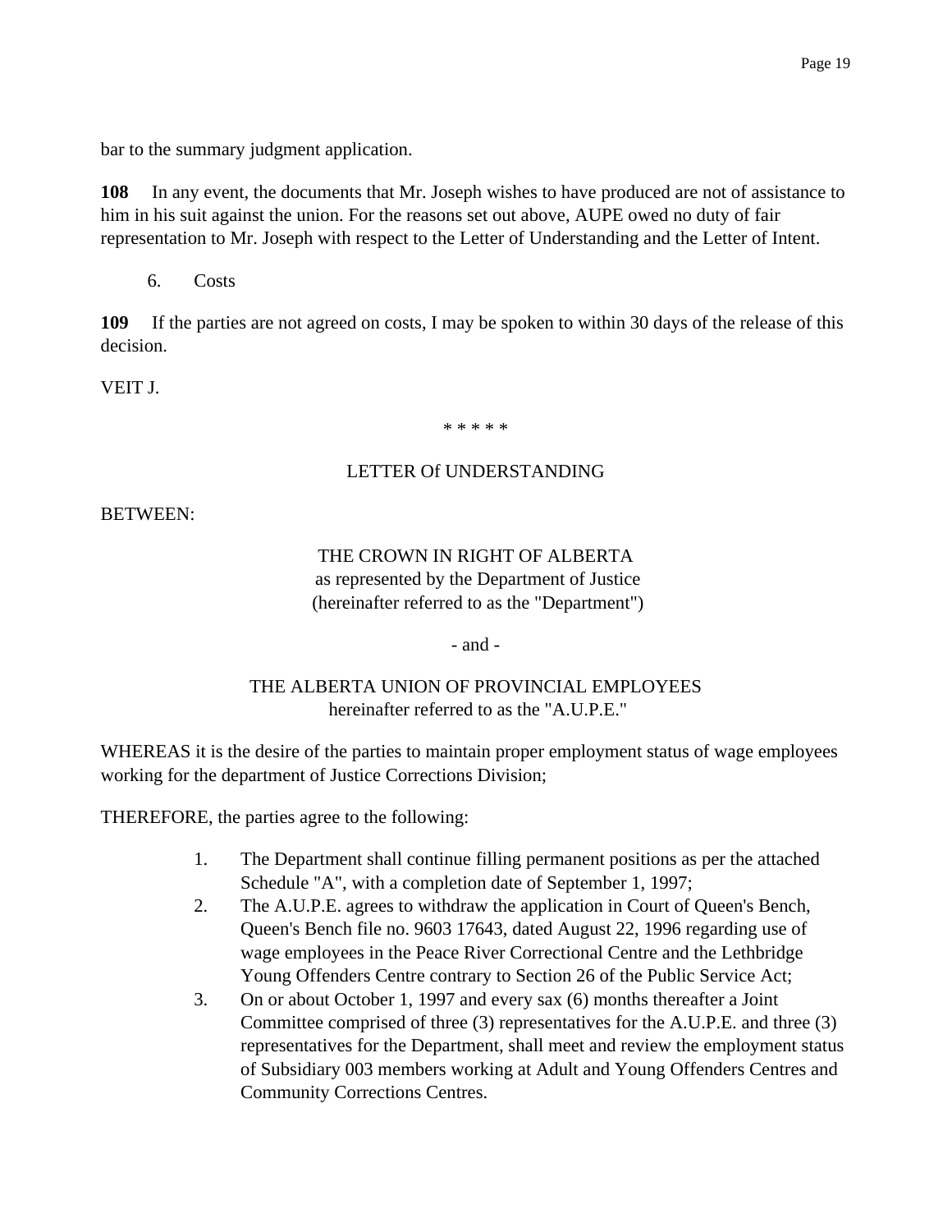bar to the summary judgment application.

**108** In any event, the documents that Mr. Joseph wishes to have produced are not of assistance to him in his suit against the union. For the reasons set out above, AUPE owed no duty of fair representation to Mr. Joseph with respect to the Letter of Understanding and the Letter of Intent.

6. Costs

**109** If the parties are not agreed on costs, I may be spoken to within 30 days of the release of this decision.

VEIT J.

* * * * *

LETTER Of UNDERSTANDING

BETWEEN:

THE CROWN IN RIGHT OF ALBERTA
as represented by the Department of Justice
(hereinafter referred to as the "Department")

- and -

THE ALBERTA UNION OF PROVINCIAL EMPLOYEES
hereinafter referred to as the "A.U.P.E."

WHEREAS it is the desire of the parties to maintain proper employment status of wage employees working for the department of Justice Corrections Division;

THEREFORE, the parties agree to the following:

1. The Department shall continue filling permanent positions as per the attached Schedule "A", with a completion date of September 1, 1997;
2. The A.U.P.E. agrees to withdraw the application in Court of Queen's Bench, Queen's Bench file no. 9603 17643, dated August 22, 1996 regarding use of wage employees in the Peace River Correctional Centre and the Lethbridge Young Offenders Centre contrary to Section 26 of the Public Service Act;
3. On or about October 1, 1997 and every sax (6) months thereafter a Joint Committee comprised of three (3) representatives for the A.U.P.E. and three (3) representatives for the Department, shall meet and review the employment status of Subsidiary 003 members working at Adult and Young Offenders Centres and Community Corrections Centres.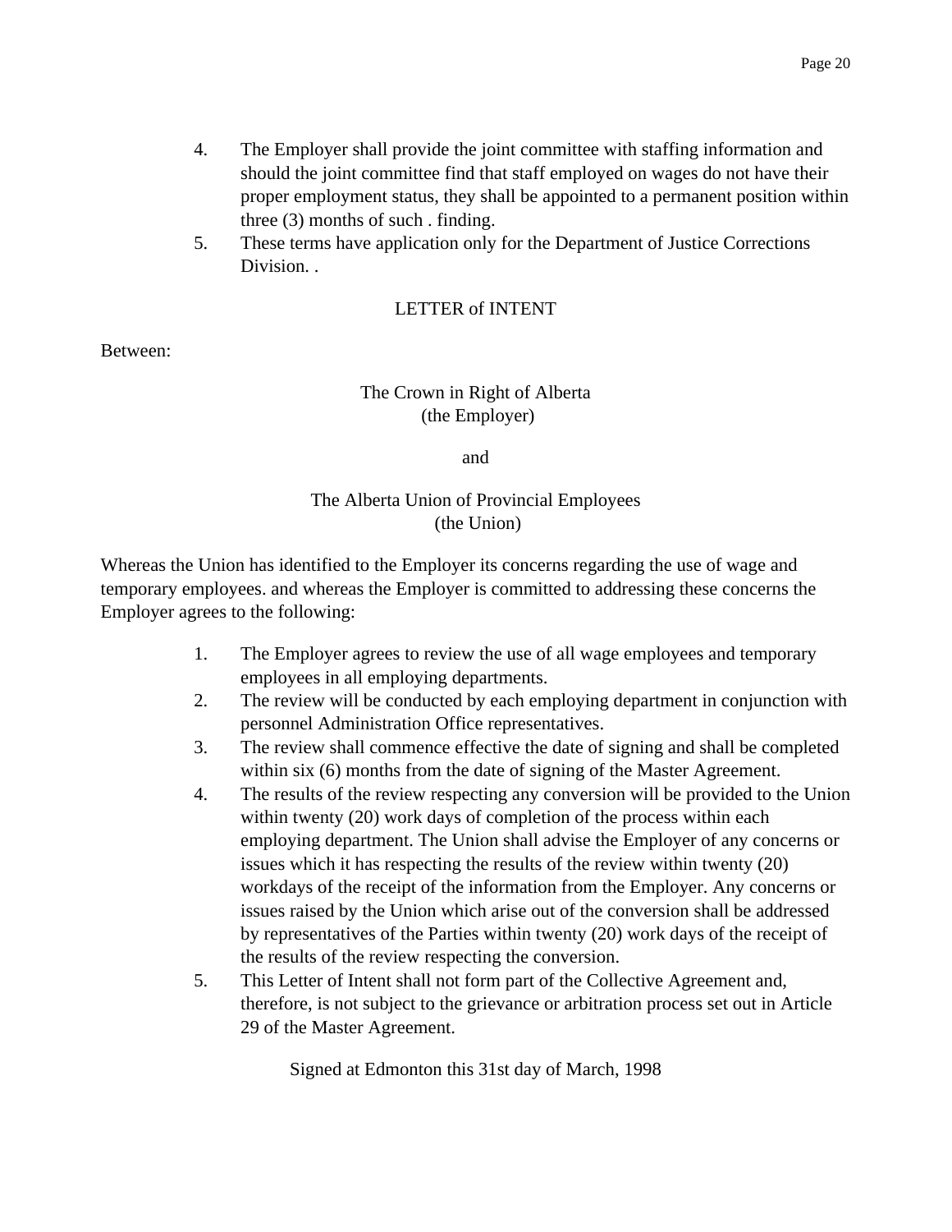4. The Employer shall provide the joint committee with staffing information and should the joint committee find that staff employed on wages do not have their proper employment status, they shall be appointed to a permanent position within three (3) months of such . finding.
5. These terms have application only for the Department of Justice Corrections Division. .

## LETTER of INTENT

Between:

The Crown in Right of Alberta
(the Employer)

and

The Alberta Union of Provincial Employees
(the Union)

Whereas the Union has identified to the Employer its concerns regarding the use of wage and temporary employees. and whereas the Employer is committed to addressing these concerns the Employer agrees to the following:

1. The Employer agrees to review the use of all wage employees and temporary employees in all employing departments.
2. The review will be conducted by each employing department in conjunction with personnel Administration Office representatives.
3. The review shall commence effective the date of signing and shall be completed within six (6) months from the date of signing of the Master Agreement.
4. The results of the review respecting any conversion will be provided to the Union within twenty (20) work days of completion of the process within each employing department. The Union shall advise the Employer of any concerns or issues which it has respecting the results of the review within twenty (20) workdays of the receipt of the information from the Employer. Any concerns or issues raised by the Union which arise out of the conversion shall be addressed by representatives of the Parties within twenty (20) work days of the receipt of the results of the review respecting the conversion.
5. This Letter of Intent shall not form part of the Collective Agreement and, therefore, is not subject to the grievance or arbitration process set out in Article 29 of the Master Agreement.

Signed at Edmonton this 31st day of March, 1998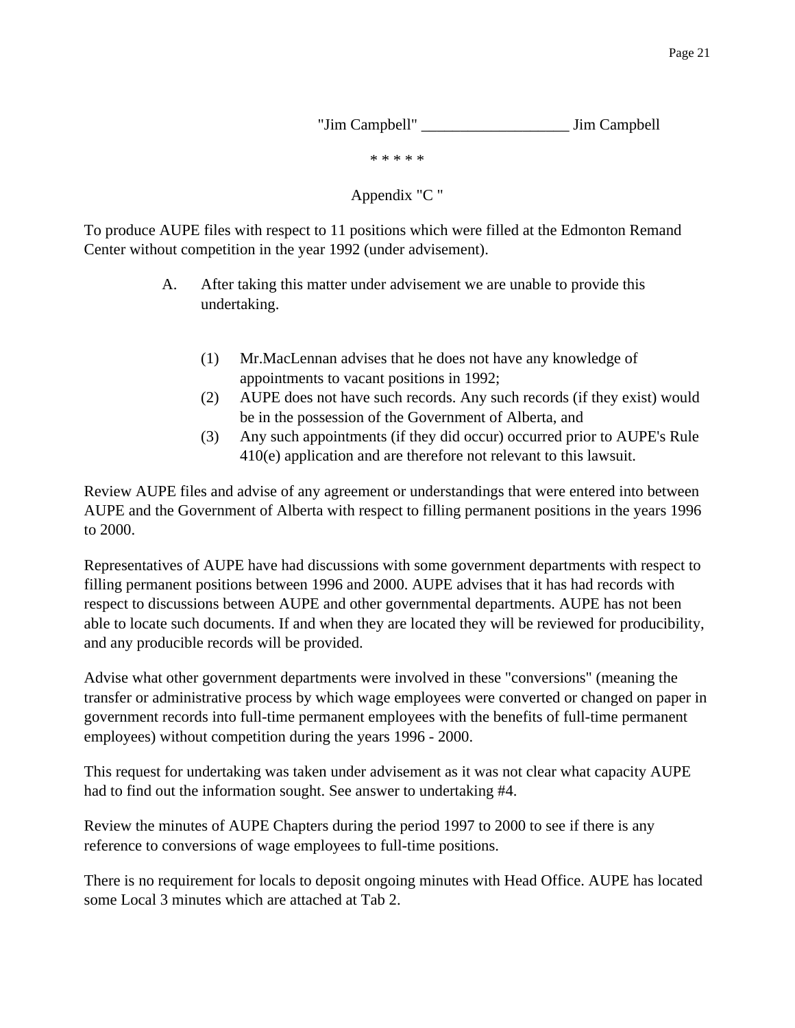"Jim Campbell" ___________________ Jim Campbell

\* \* \* \* \*

Appendix "C "

To produce AUPE files with respect to 11 positions which were filled at the Edmonton Remand Center without competition in the year 1992 (under advisement).

A. After taking this matter under advisement we are unable to provide this undertaking.

(1) Mr.MacLennan advises that he does not have any knowledge of appointments to vacant positions in 1992;
(2) AUPE does not have such records. Any such records (if they exist) would be in the possession of the Government of Alberta, and
(3) Any such appointments (if they did occur) occurred prior to AUPE's Rule 410(e) application and are therefore not relevant to this lawsuit.

Review AUPE files and advise of any agreement or understandings that were entered into between AUPE and the Government of Alberta with respect to filling permanent positions in the years 1996 to 2000.

Representatives of AUPE have had discussions with some government departments with respect to filling permanent positions between 1996 and 2000. AUPE advises that it has had records with respect to discussions between AUPE and other governmental departments. AUPE has not been able to locate such documents. If and when they are located they will be reviewed for producibility, and any producible records will be provided.

Advise what other government departments were involved in these "conversions" (meaning the transfer or administrative process by which wage employees were converted or changed on paper in government records into full-time permanent employees with the benefits of full-time permanent employees) without competition during the years 1996 - 2000.

This request for undertaking was taken under advisement as it was not clear what capacity AUPE had to find out the information sought. See answer to undertaking #4.

Review the minutes of AUPE Chapters during the period 1997 to 2000 to see if there is any reference to conversions of wage employees to full-time positions.

There is no requirement for locals to deposit ongoing minutes with Head Office. AUPE has located some Local 3 minutes which are attached at Tab 2.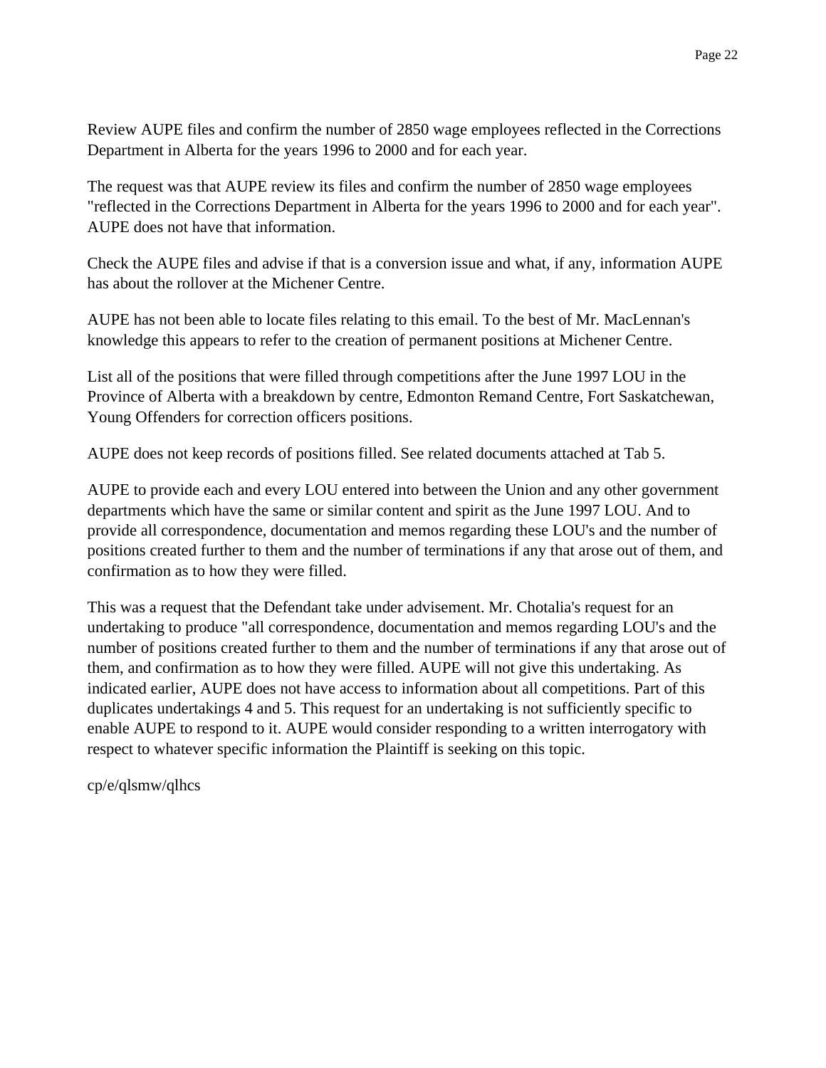Review AUPE files and confirm the number of 2850 wage employees reflected in the Corrections Department in Alberta for the years 1996 to 2000 and for each year.

The request was that AUPE review its files and confirm the number of 2850 wage employees "reflected in the Corrections Department in Alberta for the years 1996 to 2000 and for each year". AUPE does not have that information.

Check the AUPE files and advise if that is a conversion issue and what, if any, information AUPE has about the rollover at the Michener Centre.

AUPE has not been able to locate files relating to this email. To the best of Mr. MacLennan's knowledge this appears to refer to the creation of permanent positions at Michener Centre.

List all of the positions that were filled through competitions after the June 1997 LOU in the Province of Alberta with a breakdown by centre, Edmonton Remand Centre, Fort Saskatchewan, Young Offenders for correction officers positions.

AUPE does not keep records of positions filled. See related documents attached at Tab 5.

AUPE to provide each and every LOU entered into between the Union and any other government departments which have the same or similar content and spirit as the June 1997 LOU. And to provide all correspondence, documentation and memos regarding these LOU's and the number of positions created further to them and the number of terminations if any that arose out of them, and confirmation as to how they were filled.

This was a request that the Defendant take under advisement. Mr. Chotalia's request for an undertaking to produce "all correspondence, documentation and memos regarding LOU's and the number of positions created further to them and the number of terminations if any that arose out of them, and confirmation as to how they were filled. AUPE will not give this undertaking. As indicated earlier, AUPE does not have access to information about all competitions. Part of this duplicates undertakings 4 and 5. This request for an undertaking is not sufficiently specific to enable AUPE to respond to it. AUPE would consider responding to a written interrogatory with respect to whatever specific information the Plaintiff is seeking on this topic.

cp/e/qlsmw/qlhcs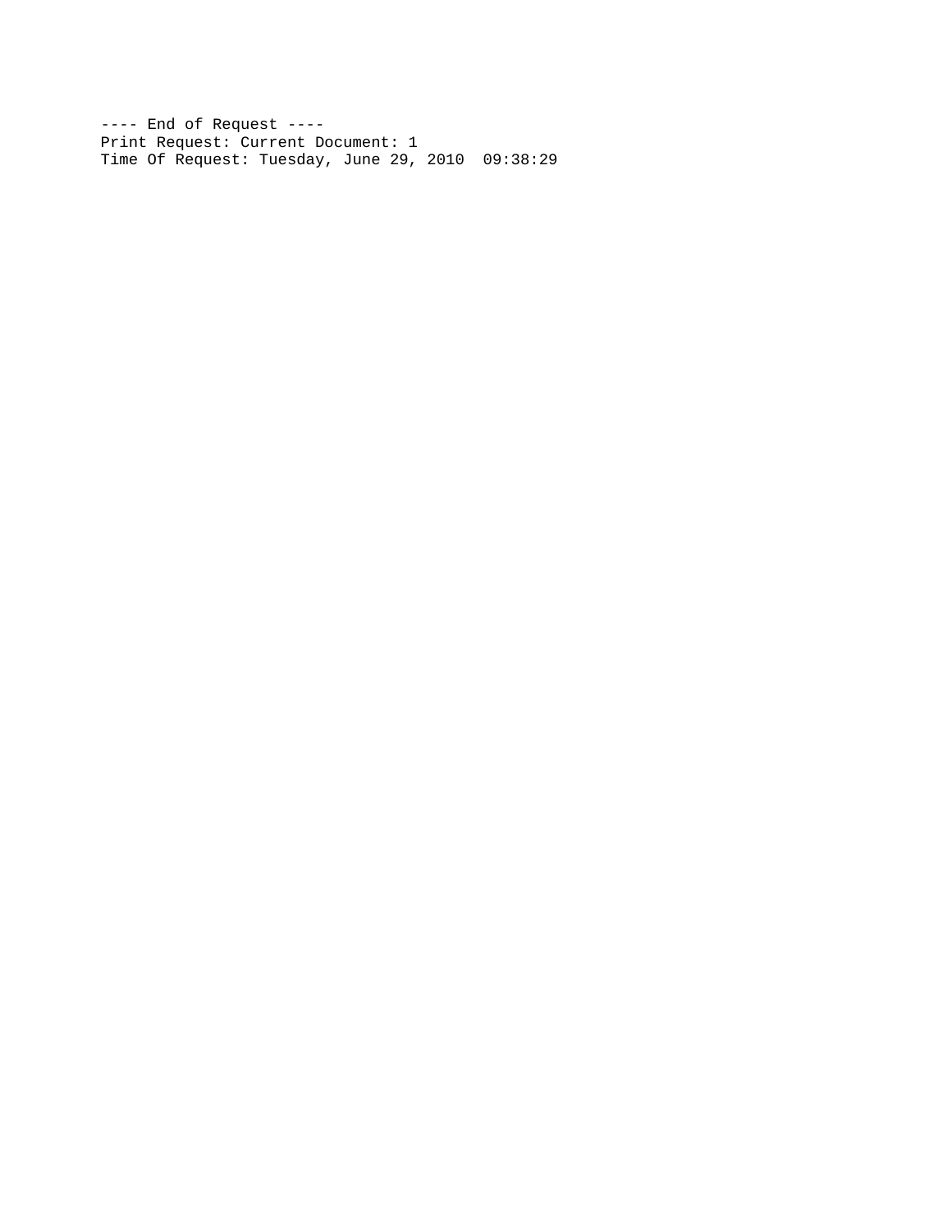---- End of Request ----
Print Request: Current Document: 1
Time Of Request: Tuesday, June 29, 2010 09:38:29